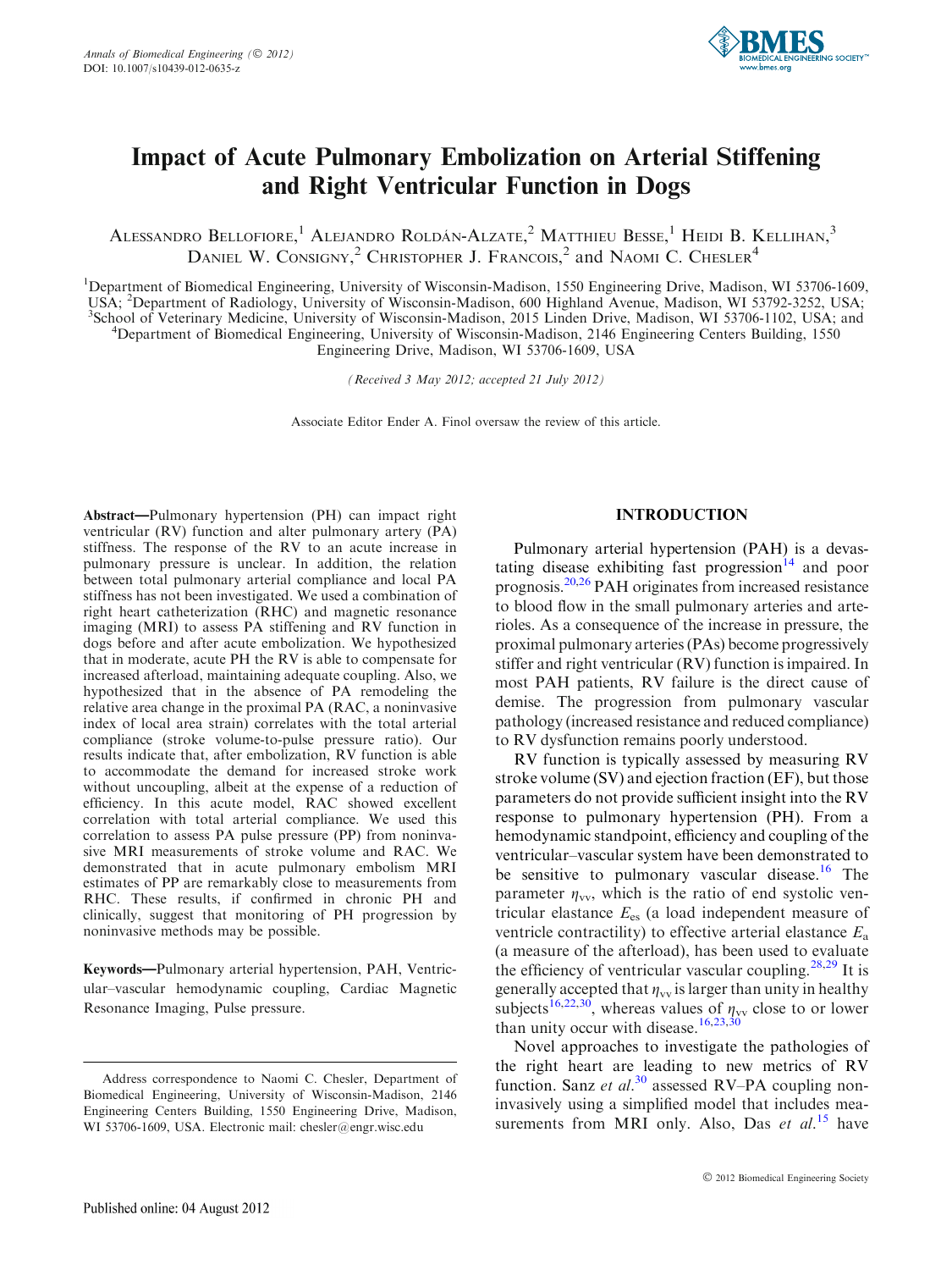# Impact of Acute Pulmonary Embolization on Arterial Stiffening and Right Ventricular Function in Dogs

Alessandro Bellofiore,[1] Alejandro Roldán-Alzate,[2] Matthieu Besse,[1] Heidi B. Kellihan,[3] Daniel W. Consigny,[2] Christopher J. Francois,[2] and Naomi C. Chesler[4]

[1]Department of Biomedical Engineering, University of Wisconsin-Madison, 1550 Engineering Drive, Madison, WI 53706-1609, USA; [2]Department of Radiology, University of Wisconsin-Madison, 600 Highland Avenue, Madison, WI 53792-3252, USA; [3]School of Veterinary Medicine, University of Wisconsin-Madison, 2015 Linden Drive, Madison, WI 53706-1102, USA; and [4]Department of Biomedical Engineering, University of Wisconsin-Madison, 2146 Engineering Centers Building, 1550 Engineering Drive, Madison, WI 53706-1609, USA

*(Received 3 May 2012; accepted 21 July 2012)*

Associate Editor Ender A. Finol oversaw the review of this article.

**Abstract**—Pulmonary hypertension (PH) can impact right ventricular (RV) function and alter pulmonary artery (PA) stiffness. The response of the RV to an acute increase in pulmonary pressure is unclear. In addition, the relation between total pulmonary arterial compliance and local PA stiffness has not been investigated. We used a combination of right heart catheterization (RHC) and magnetic resonance imaging (MRI) to assess PA stiffening and RV function in dogs before and after acute embolization. We hypothesized that in moderate, acute PH the RV is able to compensate for increased afterload, maintaining adequate coupling. Also, we hypothesized that in the absence of PA remodeling the relative area change in the proximal PA (RAC, a noninvasive index of local area strain) correlates with the total arterial compliance (stroke volume-to-pulse pressure ratio). Our results indicate that, after embolization, RV function is able to accommodate the demand for increased stroke work without uncoupling, albeit at the expense of a reduction of efficiency. In this acute model, RAC showed excellent correlation with total arterial compliance. We used this correlation to assess PA pulse pressure (PP) from noninvasive MRI measurements of stroke volume and RAC. We demonstrated that in acute pulmonary embolism MRI estimates of PP are remarkably close to measurements from RHC. These results, if confirmed in chronic PH and clinically, suggest that monitoring of PH progression by noninvasive methods may be possible.

**Keywords**—Pulmonary arterial hypertension, PAH, Ventricular–vascular hemodynamic coupling, Cardiac Magnetic Resonance Imaging, Pulse pressure.

Address correspondence to Naomi C. Chesler, Department of Biomedical Engineering, University of Wisconsin-Madison, 2146 Engineering Centers Building, 1550 Engineering Drive, Madison, WI 53706-1609, USA. Electronic mail: chesler@engr.wisc.edu

## INTRODUCTION

Pulmonary arterial hypertension (PAH) is a devastating disease exhibiting fast progression[14] and poor prognosis.[20,26] PAH originates from increased resistance to blood flow in the small pulmonary arteries and arterioles. As a consequence of the increase in pressure, the proximal pulmonary arteries (PAs) become progressively stiffer and right ventricular (RV) function is impaired. In most PAH patients, RV failure is the direct cause of demise. The progression from pulmonary vascular pathology (increased resistance and reduced compliance) to RV dysfunction remains poorly understood.

RV function is typically assessed by measuring RV stroke volume (SV) and ejection fraction (EF), but those parameters do not provide sufficient insight into the RV response to pulmonary hypertension (PH). From a hemodynamic standpoint, efficiency and coupling of the ventricular–vascular system have been demonstrated to be sensitive to pulmonary vascular disease.[16] The parameter $\eta_{vv}$, which is the ratio of end systolic ventricular elastance $E_{es}$ (a load independent measure of ventricle contractility) to effective arterial elastance $E_a$ (a measure of the afterload), has been used to evaluate the efficiency of ventricular vascular coupling.[28,29] It is generally accepted that $\eta_{vv}$ is larger than unity in healthy subjects[16,22,30], whereas values of $\eta_{vv}$ close to or lower than unity occur with disease.[16,23,30]

Novel approaches to investigate the pathologies of the right heart are leading to new metrics of RV function. Sanz *et al.*[30] assessed RV–PA coupling noninvasively using a simplified model that includes measurements from MRI only. Also, Das *et al.*[15] have

Published online: 04 August 2012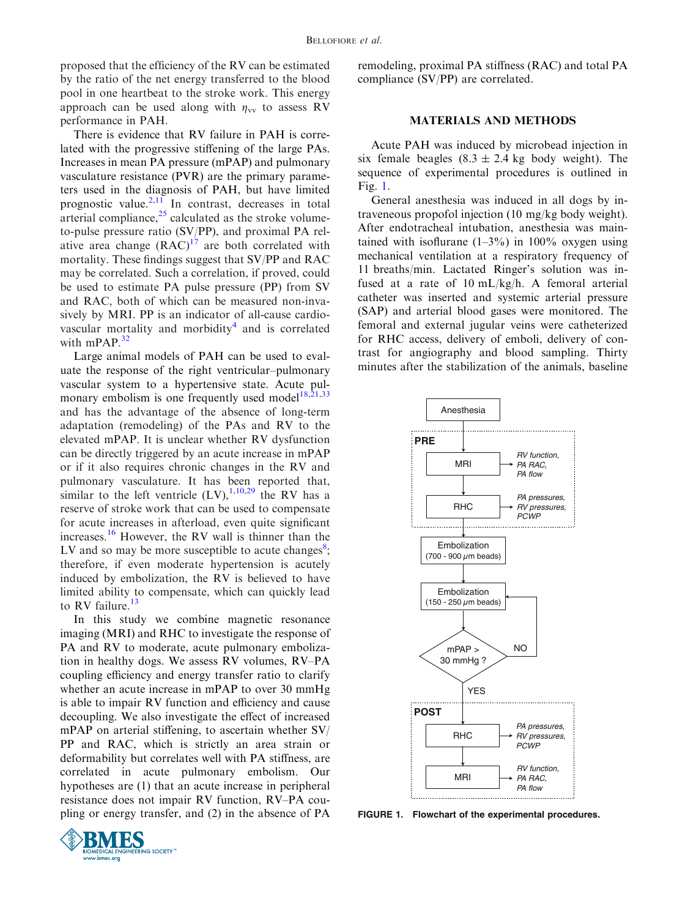proposed that the efficiency of the RV can be estimated by the ratio of the net energy transferred to the blood pool in one heartbeat to the stroke work. This energy approach can be used along with $\eta_{vv}$ to assess RV performance in PAH.

There is evidence that RV failure in PAH is correlated with the progressive stiffening of the large PAs. Increases in mean PA pressure (mPAP) and pulmonary vasculature resistance (PVR) are the primary parameters used in the diagnosis of PAH, but have limited prognostic value.[2,11] In contrast, decreases in total arterial compliance,[25] calculated as the stroke volume-to-pulse pressure ratio (SV/PP), and proximal PA relative area change (RAC)[17] are both correlated with mortality. These findings suggest that SV/PP and RAC may be correlated. Such a correlation, if proved, could be used to estimate PA pulse pressure (PP) from SV and RAC, both of which can be measured non-invasively by MRI. PP is an indicator of all-cause cardiovascular mortality and morbidity[4] and is correlated with mPAP.[32]

Large animal models of PAH can be used to evaluate the response of the right ventricular–pulmonary vascular system to a hypertensive state. Acute pulmonary embolism is one frequently used model[18,21,33] and has the advantage of the absence of long-term adaptation (remodeling) of the PAs and RV to the elevated mPAP. It is unclear whether RV dysfunction can be directly triggered by an acute increase in mPAP or if it also requires chronic changes in the RV and pulmonary vasculature. It has been reported that, similar to the left ventricle (LV),[1,10,29] the RV has a reserve of stroke work that can be used to compensate for acute increases in afterload, even quite significant increases.[16] However, the RV wall is thinner than the LV and so may be more susceptible to acute changes[8]; therefore, if even moderate hypertension is acutely induced by embolization, the RV is believed to have limited ability to compensate, which can quickly lead to RV failure.[13]

In this study we combine magnetic resonance imaging (MRI) and RHC to investigate the response of PA and RV to moderate, acute pulmonary embolization in healthy dogs. We assess RV volumes, RV–PA coupling efficiency and energy transfer ratio to clarify whether an acute increase in mPAP to over 30 mmHg is able to impair RV function and efficiency and cause decoupling. We also investigate the effect of increased mPAP on arterial stiffening, to ascertain whether SV/PP and RAC, which is strictly an area strain or deformability but correlates well with PA stiffness, are correlated in acute pulmonary embolism. Our hypotheses are (1) that an acute increase in peripheral resistance does not impair RV function, RV–PA coupling or energy transfer, and (2) in the absence of PA remodeling, proximal PA stiffness (RAC) and total PA compliance (SV/PP) are correlated.

## MATERIALS AND METHODS

Acute PAH was induced by microbead injection in six female beagles (8.3 ± 2.4 kg body weight). The sequence of experimental procedures is outlined in Fig. 1.

General anesthesia was induced in all dogs by intraveneous propofol injection (10 mg/kg body weight). After endotracheal intubation, anesthesia was maintained with isoflurane (1–3%) in 100% oxygen using mechanical ventilation at a respiratory frequency of 11 breaths/min. Lactated Ringer's solution was infused at a rate of 10 mL/kg/h. A femoral arterial catheter was inserted and systemic arterial pressure (SAP) and arterial blood gases were monitored. The femoral and external jugular veins were catheterized for RHC access, delivery of emboli, delivery of contrast for angiography and blood sampling. Thirty minutes after the stabilization of the animals, baseline

Anesthesia → PRE [MRI → RV function, PA RAC, PA flow; RHC → PA pressures, RV pressures, PCWP] → Embolization (700 - 900 μm beads) → Embolization (150 - 250 μm beads) → mPAP > 30 mmHg ? (NO → repeat Embolization (150 - 250 μm beads); YES →) POST [RHC → PA pressures, RV pressures, PCWP; MRI → RV function, PA RAC, PA flow]

**FIGURE 1. Flowchart of the experimental procedures.**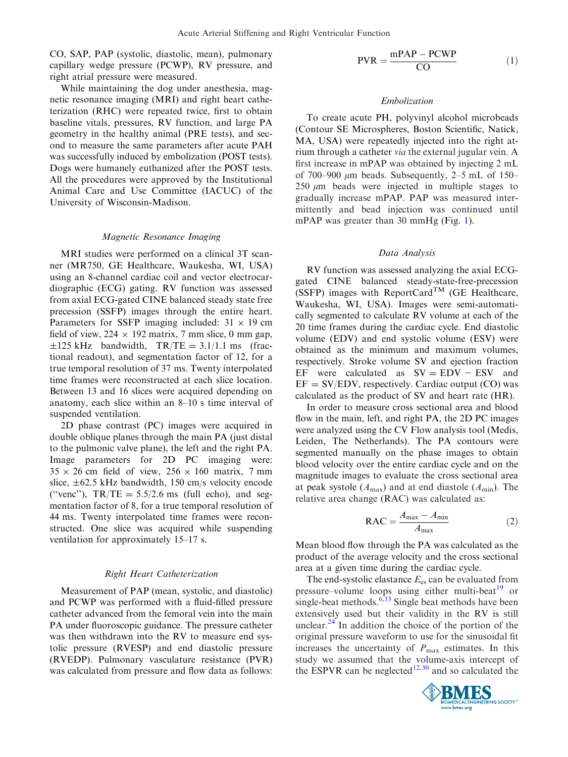CO, SAP, PAP (systolic, diastolic, mean), pulmonary capillary wedge pressure (PCWP), RV pressure, and right atrial pressure were measured.

While maintaining the dog under anesthesia, magnetic resonance imaging (MRI) and right heart catheterization (RHC) were repeated twice, first to obtain baseline vitals, pressures, RV function, and large PA geometry in the healthy animal (PRE tests), and second to measure the same parameters after acute PAH was successfully induced by embolization (POST tests). Dogs were humanely euthanized after the POST tests. All the procedures were approved by the Institutional Animal Care and Use Committee (IACUC) of the University of Wisconsin-Madison.

### *Magnetic Resonance Imaging*

MRI studies were performed on a clinical 3T scanner (MR750, GE Healthcare, Waukesha, WI, USA) using an 8-channel cardiac coil and vector electrocardiographic (ECG) gating. RV function was assessed from axial ECG-gated CINE balanced steady state free precession (SSFP) images through the entire heart. Parameters for SSFP imaging included: 31 × 19 cm field of view, 224 × 192 matrix, 7 mm slice, 0 mm gap, ±125 kHz bandwidth, TR/TE = 3.1/1.1 ms (fractional readout), and segmentation factor of 12, for a true temporal resolution of 37 ms. Twenty interpolated time frames were reconstructed at each slice location. Between 13 and 16 slices were acquired depending on anatomy, each slice within an 8–10 s time interval of suspended ventilation.

2D phase contrast (PC) images were acquired in double oblique planes through the main PA (just distal to the pulmonic valve plane), the left and the right PA. Image parameters for 2D PC imaging were: 35 × 26 cm field of view, 256 × 160 matrix, 7 mm slice, ±62.5 kHz bandwidth, 150 cm/s velocity encode ("venc"), TR/TE = 5.5/2.6 ms (full echo), and segmentation factor of 8, for a true temporal resolution of 44 ms. Twenty interpolated time frames were reconstructed. One slice was acquired while suspending ventilation for approximately 15–17 s.

### *Right Heart Catheterization*

Measurement of PAP (mean, systolic, and diastolic) and PCWP was performed with a fluid-filled pressure catheter advanced from the femoral vein into the main PA under fluoroscopic guidance. The pressure catheter was then withdrawn into the RV to measure end systolic pressure (RVESP) and end diastolic pressure (RVEDP). Pulmonary vasculature resistance (PVR) was calculated from pressure and flow data as follows:

$$\text{PVR} = \frac{\text{mPAP} - \text{PCWP}}{\text{CO}} \tag{1}$$

### *Embolization*

To create acute PH, polyvinyl alcohol microbeads (Contour SE Microspheres, Boston Scientific, Natick, MA, USA) were repeatedly injected into the right atrium through a catheter *via* the external jugular vein. A first increase in mPAP was obtained by injecting 2 mL of 700–900 μm beads. Subsequently, 2–5 mL of 150–250 μm beads were injected in multiple stages to gradually increase mPAP. PAP was measured intermittently and bead injection was continued until mPAP was greater than 30 mmHg (Fig. 1).

### *Data Analysis*

RV function was assessed analyzing the axial ECG-gated CINE balanced steady-state-free-precession (SSFP) images with ReportCard™ (GE Healthcare, Waukesha, WI, USA). Images were semi-automatically segmented to calculate RV volume at each of the 20 time frames during the cardiac cycle. End diastolic volume (EDV) and end systolic volume (ESV) were obtained as the minimum and maximum volumes, respectively. Stroke volume SV and ejection fraction EF were calculated as SV = EDV − ESV and EF = SV/EDV, respectively. Cardiac output (CO) was calculated as the product of SV and heart rate (HR).

In order to measure cross sectional area and blood flow in the main, left, and right PA, the 2D PC images were analyzed using the CV Flow analysis tool (Medis, Leiden, The Netherlands). The PA contours were segmented manually on the phase images to obtain blood velocity over the entire cardiac cycle and on the magnitude images to evaluate the cross sectional area at peak systole ($A_{\max}$) and at end diastole ($A_{\min}$). The relative area change (RAC) was calculated as:

$$\text{RAC} = \frac{A_{\max} - A_{\min}}{A_{\max}} \tag{2}$$

Mean blood flow through the PA was calculated as the product of the average velocity and the cross sectional area at a given time during the cardiac cycle.

The end-systolic elastance $E_{es}$ can be evaluated from pressure–volume loops using either multi-beat[19] or single-beat methods.[6,33] Single beat methods have been extensively used but their validity in the RV is still unclear.[24] In addition the choice of the portion of the original pressure waveform to use for the sinusoidal fit increases the uncertainty of $P_{\max}$ estimates. In this study we assumed that the volume-axis intercept of the ESPVR can be neglected[12,30] and so calculated the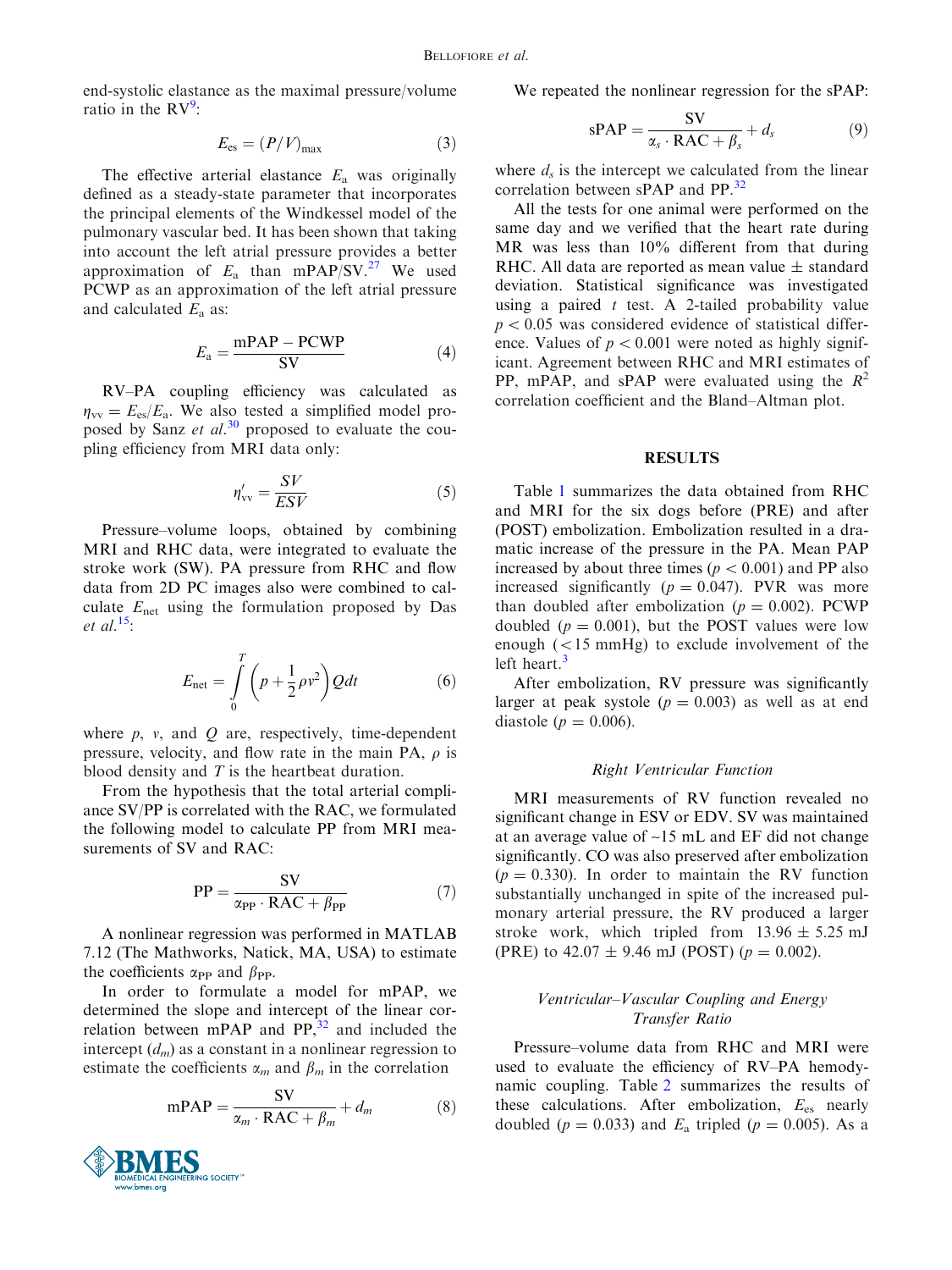end-systolic elastance as the maximal pressure/volume ratio in the RV[9]:

$$E_{\text{es}} = (P/V)_{\max} \tag{3}$$

The effective arterial elastance $E_a$ was originally defined as a steady-state parameter that incorporates the principal elements of the Windkessel model of the pulmonary vascular bed. It has been shown that taking into account the left atrial pressure provides a better approximation of $E_a$ than mPAP/SV.[27] We used PCWP as an approximation of the left atrial pressure and calculated $E_a$ as:

$$E_a = \frac{\text{mPAP} - \text{PCWP}}{\text{SV}} \tag{4}$$

RV–PA coupling efficiency was calculated as $\eta_{\text{vv}} = E_{\text{es}}/E_a$. We also tested a simplified model proposed by Sanz *et al.*[30] proposed to evaluate the coupling efficiency from MRI data only:

$$\eta'_{\text{vv}} = \frac{SV}{ESV} \tag{5}$$

Pressure–volume loops, obtained by combining MRI and RHC data, were integrated to evaluate the stroke work (SW). PA pressure from RHC and flow data from 2D PC images also were combined to calculate $E_{\text{net}}$ using the formulation proposed by Das *et al.*[15]:

$$E_{\text{net}} = \int_0^T \left(p + \frac{1}{2}\rho v^2\right) Q dt \tag{6}$$

where $p$, $v$, and $Q$ are, respectively, time-dependent pressure, velocity, and flow rate in the main PA, $\rho$ is blood density and $T$ is the heartbeat duration.

From the hypothesis that the total arterial compliance SV/PP is correlated with the RAC, we formulated the following model to calculate PP from MRI measurements of SV and RAC:

$$\text{PP} = \frac{\text{SV}}{\alpha_{\text{PP}} \cdot \text{RAC} + \beta_{\text{PP}}} \tag{7}$$

A nonlinear regression was performed in MATLAB 7.12 (The Mathworks, Natick, MA, USA) to estimate the coefficients $\alpha_{\text{PP}}$ and $\beta_{\text{PP}}$.

In order to formulate a model for mPAP, we determined the slope and intercept of the linear correlation between mPAP and PP,[32] and included the intercept ($d_m$) as a constant in a nonlinear regression to estimate the coefficients $\alpha_m$ and $\beta_m$ in the correlation

$$\text{mPAP} = \frac{\text{SV}}{\alpha_m \cdot \text{RAC} + \beta_m} + d_m \tag{8}$$

We repeated the nonlinear regression for the sPAP:

$$\text{sPAP} = \frac{\text{SV}}{\alpha_s \cdot \text{RAC} + \beta_s} + d_s \tag{9}$$

where $d_s$ is the intercept we calculated from the linear correlation between sPAP and PP.[32]

All the tests for one animal were performed on the same day and we verified that the heart rate during MR was less than 10% different from that during RHC. All data are reported as mean value ± standard deviation. Statistical significance was investigated using a paired $t$ test. A 2-tailed probability value $p < 0.05$ was considered evidence of statistical difference. Values of $p < 0.001$ were noted as highly significant. Agreement between RHC and MRI estimates of PP, mPAP, and sPAP were evaluated using the $R^2$ correlation coefficient and the Bland–Altman plot.

## RESULTS

Table 1 summarizes the data obtained from RHC and MRI for the six dogs before (PRE) and after (POST) embolization. Embolization resulted in a dramatic increase of the pressure in the PA. Mean PAP increased by about three times ($p < 0.001$) and PP also increased significantly ($p = 0.047$). PVR was more than doubled after embolization ($p = 0.002$). PCWP doubled ($p = 0.001$), but the POST values were low enough (<15 mmHg) to exclude involvement of the left heart.[3]

After embolization, RV pressure was significantly larger at peak systole ($p = 0.003$) as well as at end diastole ($p = 0.006$).

### *Right Ventricular Function*

MRI measurements of RV function revealed no significant change in ESV or EDV. SV was maintained at an average value of ~15 mL and EF did not change significantly. CO was also preserved after embolization ($p = 0.330$). In order to maintain the RV function substantially unchanged in spite of the increased pulmonary arterial pressure, the RV produced a larger stroke work, which tripled from 13.96 ± 5.25 mJ (PRE) to 42.07 ± 9.46 mJ (POST) ($p = 0.002$).

### *Ventricular–Vascular Coupling and Energy Transfer Ratio*

Pressure–volume data from RHC and MRI were used to evaluate the efficiency of RV–PA hemodynamic coupling. Table 2 summarizes the results of these calculations. After embolization, $E_{\text{es}}$ nearly doubled ($p = 0.033$) and $E_a$ tripled ($p = 0.005$). As a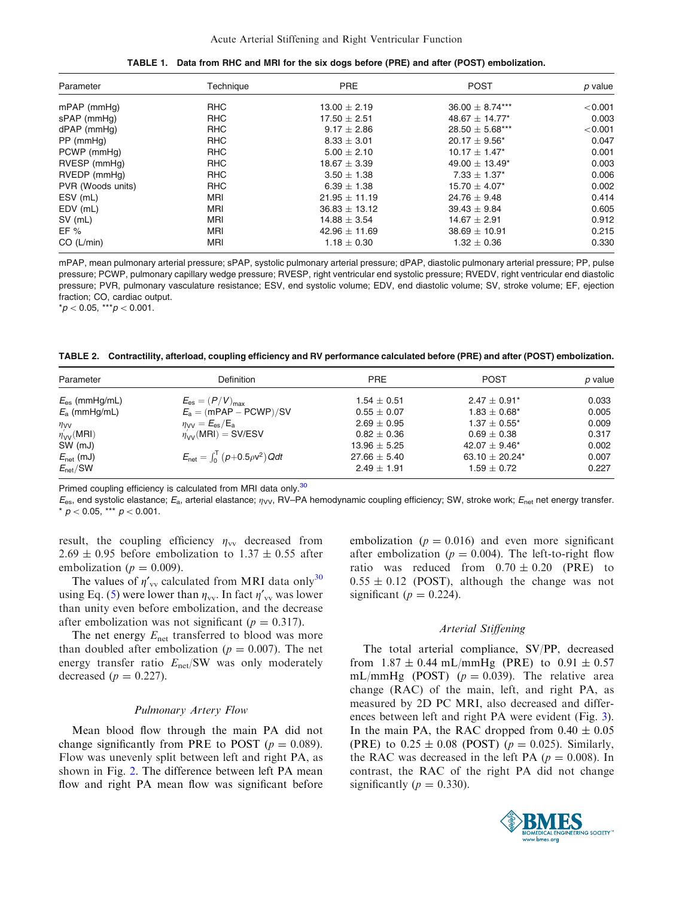TABLE 1. Data from RHC and MRI for the six dogs before (PRE) and after (POST) embolization.

| Parameter | Technique | PRE | POST | $p$ value |
|---|---|---|---|---|
| mPAP (mmHg) | RHC | $13.00 \pm 2.19$ | $36.00 \pm 8.74$*** | <0.001 |
| sPAP (mmHg) | RHC | $17.50 \pm 2.51$ | $48.67 \pm 14.77$* | 0.003 |
| dPAP (mmHg) | RHC | $9.17 \pm 2.86$ | $28.50 \pm 5.68$*** | <0.001 |
| PP (mmHg) | RHC | $8.33 \pm 3.01$ | $20.17 \pm 9.56$* | 0.047 |
| PCWP (mmHg) | RHC | $5.00 \pm 2.10$ | $10.17 \pm 1.47$* | 0.001 |
| RVESP (mmHg) | RHC | $18.67 \pm 3.39$ | $49.00 \pm 13.49$* | 0.003 |
| RVEDP (mmHg) | RHC | $3.50 \pm 1.38$ | $7.33 \pm 1.37$* | 0.006 |
| PVR (Woods units) | RHC | $6.39 \pm 1.38$ | $15.70 \pm 4.07$* | 0.002 |
| ESV (mL) | MRI | $21.95 \pm 11.19$ | $24.76 \pm 9.48$ | 0.414 |
| EDV (mL) | MRI | $36.83 \pm 13.12$ | $39.43 \pm 9.84$ | 0.605 |
| SV (mL) | MRI | $14.88 \pm 3.54$ | $14.67 \pm 2.91$ | 0.912 |
| EF % | MRI | $42.96 \pm 11.69$ | $38.69 \pm 10.91$ | 0.215 |
| CO (L/min) | MRI | $1.18 \pm 0.30$ | $1.32 \pm 0.36$ | 0.330 |

mPAP, mean pulmonary arterial pressure; sPAP, systolic pulmonary arterial pressure; dPAP, diastolic pulmonary arterial pressure; PP, pulse pressure; PCWP, pulmonary capillary wedge pressure; RVESP, right ventricular end systolic pressure; RVEDV, right ventricular end diastolic pressure; PVR, pulmonary vasculature resistance; ESV, end systolic volume; EDV, end diastolic volume; SV, stroke volume; EF, ejection fraction; CO, cardiac output.
*$p < 0.05$, ***$p < 0.001$.

TABLE 2. Contractility, afterload, coupling efficiency and RV performance calculated before (PRE) and after (POST) embolization.

| Parameter | Definition | PRE | POST | $p$ value |
|---|---|---|---|---|
| $E_{es}$ (mmHg/mL) | $E_{es} = (P/V)_{max}$ | $1.54 \pm 0.51$ | $2.47 \pm 0.91$* | 0.033 |
| $E_a$ (mmHg/mL) | $E_a = (\text{mPAP} - \text{PCWP})/\text{SV}$ | $0.55 \pm 0.07$ | $1.83 \pm 0.68$* | 0.005 |
| $\eta_{VV}$ | $\eta_{VV} = E_{es}/E_a$ | $2.69 \pm 0.95$ | $1.37 \pm 0.55$* | 0.009 |
| $\eta'_{VV}$(MRI) | $\eta'_{VV}(\text{MRI}) = \text{SV/ESV}$ | $0.82 \pm 0.36$ | $0.69 \pm 0.38$ | 0.317 |
| SW (mJ) | | $13.96 \pm 5.25$ | $42.07 \pm 9.46$* | 0.002 |
| $E_{net}$ (mJ) | $E_{net} = \int_0^T (p + 0.5\rho v^2) Q dt$ | $27.66 \pm 5.40$ | $63.10 \pm 20.24$* | 0.007 |
| $E_{net}$/SW | | $2.49 \pm 1.91$ | $1.59 \pm 0.72$ | 0.227 |

Primed coupling efficiency is calculated from MRI data only.[30]
$E_{es}$, end systolic elastance; $E_a$, arterial elastance; $\eta_{VV}$, RV–PA hemodynamic coupling efficiency; SW, stroke work; $E_{net}$ net energy transfer.
* $p < 0.05$, *** $p < 0.001$.

result, the coupling efficiency $\eta_{vv}$ decreased from $2.69 \pm 0.95$ before embolization to $1.37 \pm 0.55$ after embolization ($p = 0.009$).

The values of $\eta'_{vv}$ calculated from MRI data only[30] using Eq. (5) were lower than $\eta_{vv}$. In fact $\eta'_{vv}$ was lower than unity even before embolization, and the decrease after embolization was not significant ($p = 0.317$).

The net energy $E_{net}$ transferred to blood was more than doubled after embolization ($p = 0.007$). The net energy transfer ratio $E_{net}$/SW was only moderately decreased ($p = 0.227$).

### Pulmonary Artery Flow

Mean blood flow through the main PA did not change significantly from PRE to POST ($p = 0.089$). Flow was unevenly split between left and right PA, as shown in Fig. 2. The difference between left PA mean flow and right PA mean flow was significant before embolization ($p = 0.016$) and even more significant after embolization ($p = 0.004$). The left-to-right flow ratio was reduced from $0.70 \pm 0.20$ (PRE) to $0.55 \pm 0.12$ (POST), although the change was not significant ($p = 0.224$).

### Arterial Stiffening

The total arterial compliance, SV/PP, decreased from $1.87 \pm 0.44$ mL/mmHg (PRE) to $0.91 \pm 0.57$ mL/mmHg (POST) ($p = 0.039$). The relative area change (RAC) of the main, left, and right PA, as measured by 2D PC MRI, also decreased and differences between left and right PA were evident (Fig. 3). In the main PA, the RAC dropped from $0.40 \pm 0.05$ (PRE) to $0.25 \pm 0.08$ (POST) ($p = 0.025$). Similarly, the RAC was decreased in the left PA ($p = 0.008$). In contrast, the RAC of the right PA did not change significantly ($p = 0.330$).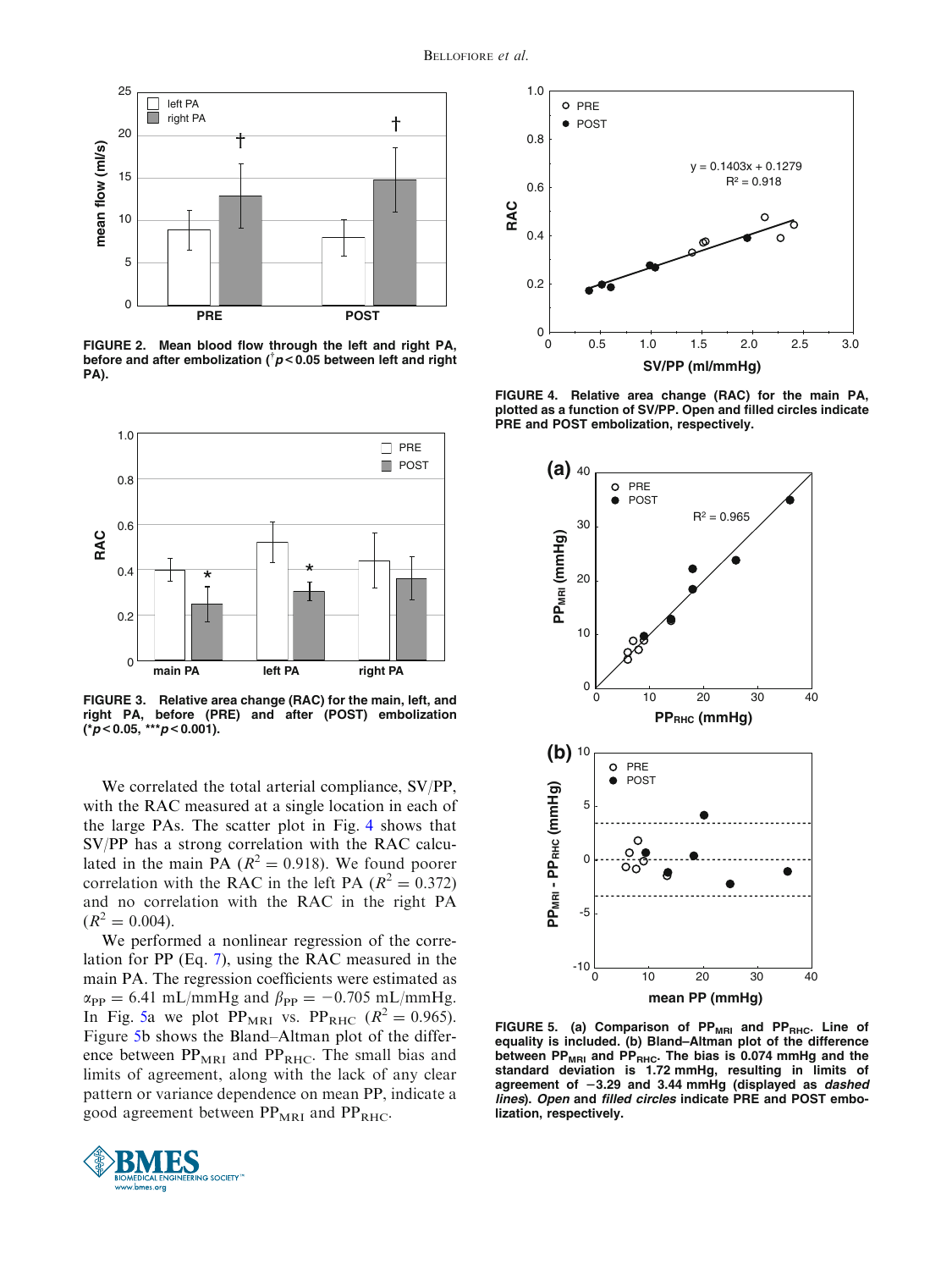FIGURE 2. Mean blood flow through the left and right PA, before and after embolization (†$p < 0.05$ between left and right PA).

FIGURE 3. Relative area change (RAC) for the main, left, and right PA, before (PRE) and after (POST) embolization (*$p < 0.05$, ***$p < 0.001$).

We correlated the total arterial compliance, SV/PP, with the RAC measured at a single location in each of the large PAs. The scatter plot in Fig. 4 shows that SV/PP has a strong correlation with the RAC calculated in the main PA ($R^2 = 0.918$). We found poorer correlation with the RAC in the left PA ($R^2 = 0.372$) and no correlation with the RAC in the right PA ($R^2 = 0.004$).

We performed a nonlinear regression of the correlation for PP (Eq. 7), using the RAC measured in the main PA. The regression coefficients were estimated as $\alpha_{PP} = 6.41$ mL/mmHg and $\beta_{PP} = -0.705$ mL/mmHg. In Fig. 5a we plot $PP_{MRI}$ vs. $PP_{RHC}$ ($R^2 = 0.965$). Figure 5b shows the Bland–Altman plot of the difference between $PP_{MRI}$ and $PP_{RHC}$. The small bias and limits of agreement, along with the lack of any clear pattern or variance dependence on mean PP, indicate a good agreement between $PP_{MRI}$ and $PP_{RHC}$.

FIGURE 4. Relative area change (RAC) for the main PA, plotted as a function of SV/PP. Open and filled circles indicate PRE and POST embolization, respectively.

FIGURE 5. (a) Comparison of $PP_{MRI}$ and $PP_{RHC}$. Line of equality is included. (b) Bland–Altman plot of the difference between $PP_{MRI}$ and $PP_{RHC}$. The bias is 0.074 mmHg and the standard deviation is 1.72 mmHg, resulting in limits of agreement of −3.29 and 3.44 mmHg (displayed as *dashed lines*). *Open* and *filled circles* indicate PRE and POST embolization, respectively.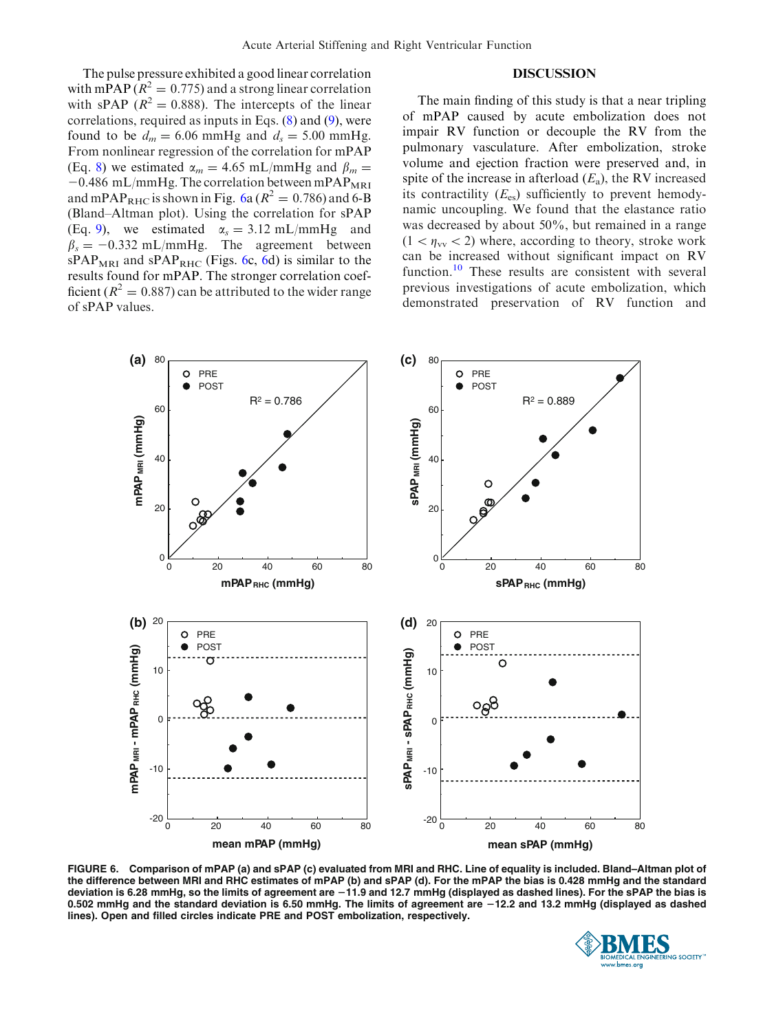The pulse pressure exhibited a good linear correlation with mPAP ($R^2 = 0.775$) and a strong linear correlation with sPAP ($R^2 = 0.888$). The intercepts of the linear correlations, required as inputs in Eqs. (8) and (9), were found to be $d_m = 6.06$ mmHg and $d_s = 5.00$ mmHg. From nonlinear regression of the correlation for mPAP (Eq. 8) we estimated $\alpha_m = 4.65$ mL/mmHg and $\beta_m = -0.486$ mL/mmHg. The correlation between $\text{mPAP}_{\text{MRI}}$ and $\text{mPAP}_{\text{RHC}}$ is shown in Fig. 6a ($R^2 = 0.786$) and 6-B (Bland–Altman plot). Using the correlation for sPAP (Eq. 9), we estimated $\alpha_s = 3.12$ mL/mmHg and $\beta_s = -0.332$ mL/mmHg. The agreement between $\text{sPAP}_{\text{MRI}}$ and $\text{sPAP}_{\text{RHC}}$ (Figs. 6c, 6d) is similar to the results found for mPAP. The stronger correlation coefficient ($R^2 = 0.887$) can be attributed to the wider range of sPAP values.

## DISCUSSION

The main finding of this study is that a near tripling of mPAP caused by acute embolization does not impair RV function or decouple the RV from the pulmonary vasculature. After embolization, stroke volume and ejection fraction were preserved and, in spite of the increase in afterload ($E_a$), the RV increased its contractility ($E_{es}$) sufficiently to prevent hemodynamic uncoupling. We found that the elastance ratio was decreased by about 50%, but remained in a range ($1 < \eta_{vv} < 2$) where, according to theory, stroke work can be increased without significant impact on RV function.[10] These results are consistent with several previous investigations of acute embolization, which demonstrated preservation of RV function and

**FIGURE 6. Comparison of mPAP (a) and sPAP (c) evaluated from MRI and RHC. Line of equality is included. Bland–Altman plot of the difference between MRI and RHC estimates of mPAP (b) and sPAP (d). For the mPAP the bias is 0.428 mmHg and the standard deviation is 6.28 mmHg, so the limits of agreement are −11.9 and 12.7 mmHg (displayed as dashed lines). For the sPAP the bias is 0.502 mmHg and the standard deviation is 6.50 mmHg. The limits of agreement −12.2 and 13.2 mmHg (displayed as dashed lines). Open and filled circles indicate PRE and POST embolization, respectively.**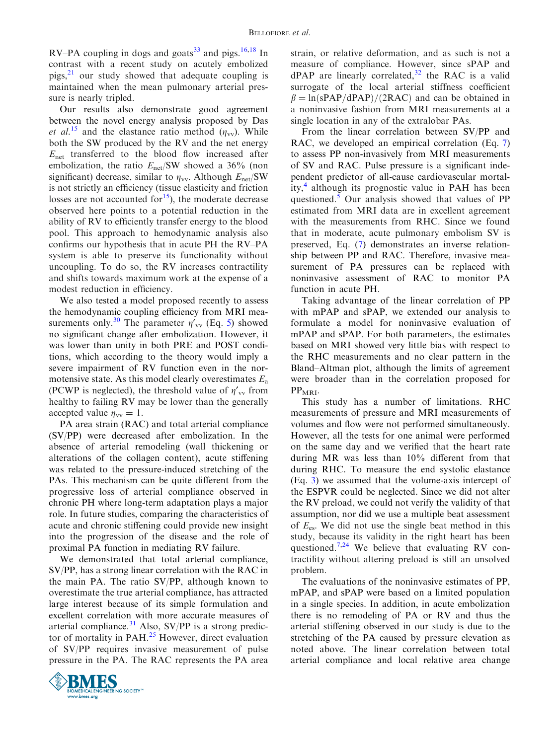RV–PA coupling in dogs and goats[33] and pigs.[16,18] In contrast with a recent study on acutely embolized pigs,[21] our study showed that adequate coupling is maintained when the mean pulmonary arterial pressure is nearly tripled.

Our results also demonstrate good agreement between the novel energy analysis proposed by Das *et al.*[15] and the elastance ratio method ($\eta_{vv}$). While both the SW produced by the RV and the net energy $E_{net}$ transferred to the blood flow increased after embolization, the ratio $E_{net}$/SW showed a 36% (non significant) decrease, similar to $\eta_{vv}$. Although $E_{net}$/SW is not strictly an efficiency (tissue elasticity and friction losses are not accounted for[15]), the moderate decrease observed here points to a potential reduction in the ability of RV to efficiently transfer energy to the blood pool. This approach to hemodynamic analysis also confirms our hypothesis that in acute PH the RV–PA system is able to preserve its functionality without uncoupling. To do so, the RV increases contractility and shifts towards maximum work at the expense of a modest reduction in efficiency.

We also tested a model proposed recently to assess the hemodynamic coupling efficiency from MRI measurements only.[30] The parameter $\eta'_{vv}$ (Eq. 5) showed no significant change after embolization. However, it was lower than unity in both PRE and POST conditions, which according to the theory would imply a severe impairment of RV function even in the normotensive state. As this model clearly overestimates $E_a$ (PCWP is neglected), the threshold value of $\eta'_{vv}$ from healthy to failing RV may be lower than the generally accepted value $\eta_{vv} = 1$.

PA area strain (RAC) and total arterial compliance (SV/PP) were decreased after embolization. In the absence of arterial remodeling (wall thickening or alterations of the collagen content), acute stiffening was related to the pressure-induced stretching of the PAs. This mechanism can be quite different from the progressive loss of arterial compliance observed in chronic PH where long-term adaptation plays a major role. In future studies, comparing the characteristics of acute and chronic stiffening could provide new insight into the progression of the disease and the role of proximal PA function in mediating RV failure.

We demonstrated that total arterial compliance, SV/PP, has a strong linear correlation with the RAC in the main PA. The ratio SV/PP, although known to overestimate the true arterial compliance, has attracted large interest because of its simple formulation and excellent correlation with more accurate measures of arterial compliance.[31] Also, SV/PP is a strong predictor of mortality in PAH.[25] However, direct evaluation of SV/PP requires invasive measurement of pulse pressure in the PA. The RAC represents the PA area strain, or relative deformation, and as such is not a measure of compliance. However, since sPAP and dPAP are linearly correlated,[32] the RAC is a valid surrogate of the local arterial stiffness coefficient $\beta = \ln(\text{sPAP}/\text{dPAP})/(2\text{RAC})$ and can be obtained in a noninvasive fashion from MRI measurements at a single location in any of the extralobar PAs.

From the linear correlation between SV/PP and RAC, we developed an empirical correlation (Eq. 7) to assess PP non-invasively from MRI measurements of SV and RAC. Pulse pressure is a significant independent predictor of all-cause cardiovascular mortality,[4] although its prognostic value in PAH has been questioned.[5] Our analysis showed that values of PP estimated from MRI data are in excellent agreement with the measurements from RHC. Since we found that in moderate, acute pulmonary embolism SV is preserved, Eq. (7) demonstrates an inverse relationship between PP and RAC. Therefore, invasive measurement of PA pressures can be replaced with noninvasive assessment of RAC to monitor PA function in acute PH.

Taking advantage of the linear correlation of PP with mPAP and sPAP, we extended our analysis to formulate a model for noninvasive evaluation of mPAP and sPAP. For both parameters, the estimates based on MRI showed very little bias with respect to the RHC measurements and no clear pattern in the Bland–Altman plot, although the limits of agreement were broader than in the correlation proposed for $\text{PP}_{\text{MRI}}$.

This study has a number of limitations. RHC measurements of pressure and MRI measurements of volumes and flow were not performed simultaneously. However, all the tests for one animal were performed on the same day and we verified that the heart rate during MR was less than 10% different from that during RHC. To measure the end systolic elastance (Eq. 3) we assumed that the volume-axis intercept of the ESPVR could be neglected. Since we did not alter the RV preload, we could not verify the validity of that assumption, nor did we use a multiple beat assessment of $E_{es}$. We did not use the single beat method in this study, because its validity in the right heart has been questioned.[7,24] We believe that evaluating RV contractility without altering preload is still an unsolved problem.

The evaluations of the noninvasive estimates of PP, mPAP, and sPAP were based on a limited population in a single species. In addition, in acute embolization there is no remodeling of PA or RV and thus the arterial stiffening observed in our study is due to the stretching of the PA caused by pressure elevation as noted above. The linear correlation between total arterial compliance and local relative area change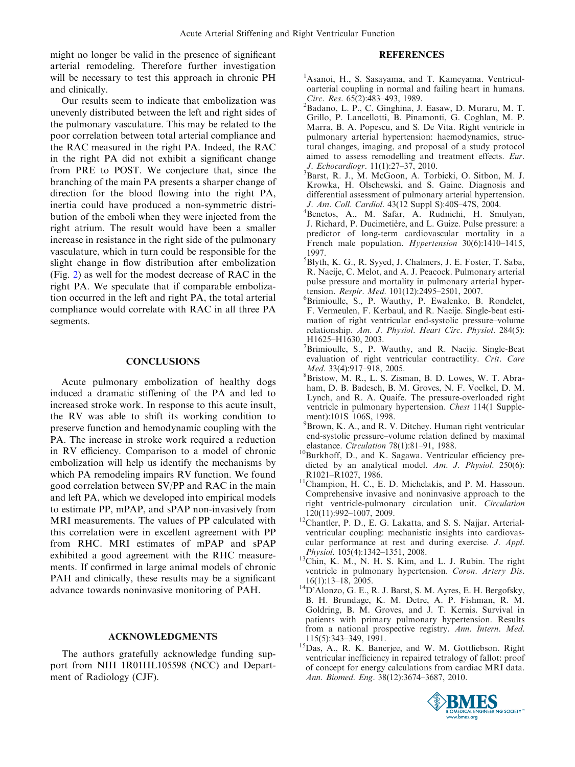might no longer be valid in the presence of significant arterial remodeling. Therefore further investigation will be necessary to test this approach in chronic PH and clinically.

Our results seem to indicate that embolization was unevenly distributed between the left and right sides of the pulmonary vasculature. This may be related to the poor correlation between total arterial compliance and the RAC measured in the right PA. Indeed, the RAC in the right PA did not exhibit a significant change from PRE to POST. We conjecture that, since the branching of the main PA presents a sharper change of direction for the blood flowing into the right PA, inertia could have produced a non-symmetric distribution of the emboli when they were injected from the right atrium. The result would have been a smaller increase in resistance in the right side of the pulmonary vasculature, which in turn could be responsible for the slight change in flow distribution after embolization (Fig. 2) as well for the modest decrease of RAC in the right PA. We speculate that if comparable embolization occurred in the left and right PA, the total arterial compliance would correlate with RAC in all three PA segments.

## CONCLUSIONS

Acute pulmonary embolization of healthy dogs induced a dramatic stiffening of the PA and led to increased stroke work. In response to this acute insult, the RV was able to shift its working condition to preserve function and hemodynamic coupling with the PA. The increase in stroke work required a reduction in RV efficiency. Comparison to a model of chronic embolization will help us identify the mechanisms by which PA remodeling impairs RV function. We found good correlation between SV/PP and RAC in the main and left PA, which we developed into empirical models to estimate PP, mPAP, and sPAP non-invasively from MRI measurements. The values of PP calculated with this correlation were in excellent agreement with PP from RHC. MRI estimates of mPAP and sPAP exhibited a good agreement with the RHC measurements. If confirmed in large animal models of chronic PAH and clinically, these results may be a significant advance towards noninvasive monitoring of PAH.

## ACKNOWLEDGMENTS

The authors gratefully acknowledge funding support from NIH 1R01HL105598 (NCC) and Department of Radiology (CJF).

## REFERENCES

[1] Asanoi, H., S. Sasayama, and T. Kameyama. Ventriculoarterial coupling in normal and failing heart in humans. *Circ. Res.* 65(2):483–493, 1989.

[2] Badano, L. P., C. Ginghina, J. Easaw, D. Muraru, M. T. Grillo, P. Lancellotti, B. Pinamonti, G. Coghlan, M. P. Marra, B. A. Popescu, and S. De Vita. Right ventricle in pulmonary arterial hypertension: haemodynamics, structural changes, imaging, and proposal of a study protocol aimed to assess remodelling and treatment effects. *Eur. J. Echocardiogr.* 11(1):27–37, 2010.

[3] Barst, R. J., M. McGoon, A. Torbicki, O. Sitbon, M. J. Krowka, H. Olschewski, and S. Gaine. Diagnosis and differential assessment of pulmonary arterial hypertension. *J. Am. Coll. Cardiol.* 43(12 Suppl S):40S–47S, 2004.

[4] Benetos, A., M. Safar, A. Rudnichi, H. Smulyan, J. Richard, P. Ducimetière, and L. Guize. Pulse pressure: a predictor of long-term cardiovascular mortality in a French male population. *Hypertension* 30(6):1410–1415, 1997.

[5] Blyth, K. G., R. Syyed, J. Chalmers, J. E. Foster, T. Saba, R. Naeije, C. Melot, and A. J. Peacock. Pulmonary arterial pulse pressure and mortality in pulmonary arterial hypertension. *Respir. Med.* 101(12):2495–2501, 2007.

[6] Brimioulle, S., P. Wauthy, P. Ewalenko, B. Rondelet, F. Vermeulen, F. Kerbaul, and R. Naeije. Single-beat estimation of right ventricular end-systolic pressure–volume relationship. *Am. J. Physiol. Heart Circ. Physiol.* 284(5): H1625–H1630, 2003.

[7] Brimioulle, S., P. Wauthy, and R. Naeije. Single-Beat evaluation of right ventricular contractility. *Crit. Care Med.* 33(4):917–918, 2005.

[8] Bristow, M. R., L. S. Zisman, B. D. Lowes, W. T. Abraham, D. B. Badesch, B. M. Groves, N. F. Voelkel, D. M. Lynch, and R. A. Quaife. The pressure-overloaded right ventricle in pulmonary hypertension. *Chest* 114(1 Supplement):101S–106S, 1998.

[9] Brown, K. A., and R. V. Ditchey. Human right ventricular end-systolic pressure–volume relation defined by maximal elastance. *Circulation* 78(1):81–91, 1988.

[10] Burkhoff, D., and K. Sagawa. Ventricular efficiency predicted by an analytical model. *Am. J. Physiol.* 250(6): R1021–R1027, 1986.

[11] Champion, H. C., E. D. Michelakis, and P. M. Hassoun. Comprehensive invasive and noninvasive approach to the right ventricle-pulmonary circulation unit. *Circulation* 120(11):992–1007, 2009.

[12] Chantler, P. D., E. G. Lakatta, and S. S. Najjar. Arterial-ventricular coupling: mechanistic insights into cardiovascular performance at rest and during exercise. *J. Appl. Physiol.* 105(4):1342–1351, 2008.

[13] Chin, K. M., N. H. S. Kim, and L. J. Rubin. The right ventricle in pulmonary hypertension. *Coron. Artery Dis.* 16(1):13–18, 2005.

[14] D'Alonzo, G. E., R. J. Barst, S. M. Ayres, E. H. Bergofsky, B. H. Brundage, K. M. Detre, A. P. Fishman, R. M. Goldring, B. M. Groves, and J. T. Kernis. Survival in patients with primary pulmonary hypertension. Results from a national prospective registry. *Ann. Intern. Med.* 115(5):343–349, 1991.

[15] Das, A., R. K. Banerjee, and W. M. Gottliebson. Right ventricular inefficiency in repaired tetralogy of fallot: proof of concept for energy calculations from cardiac MRI data. *Ann. Biomed. Eng.* 38(12):3674–3687, 2010.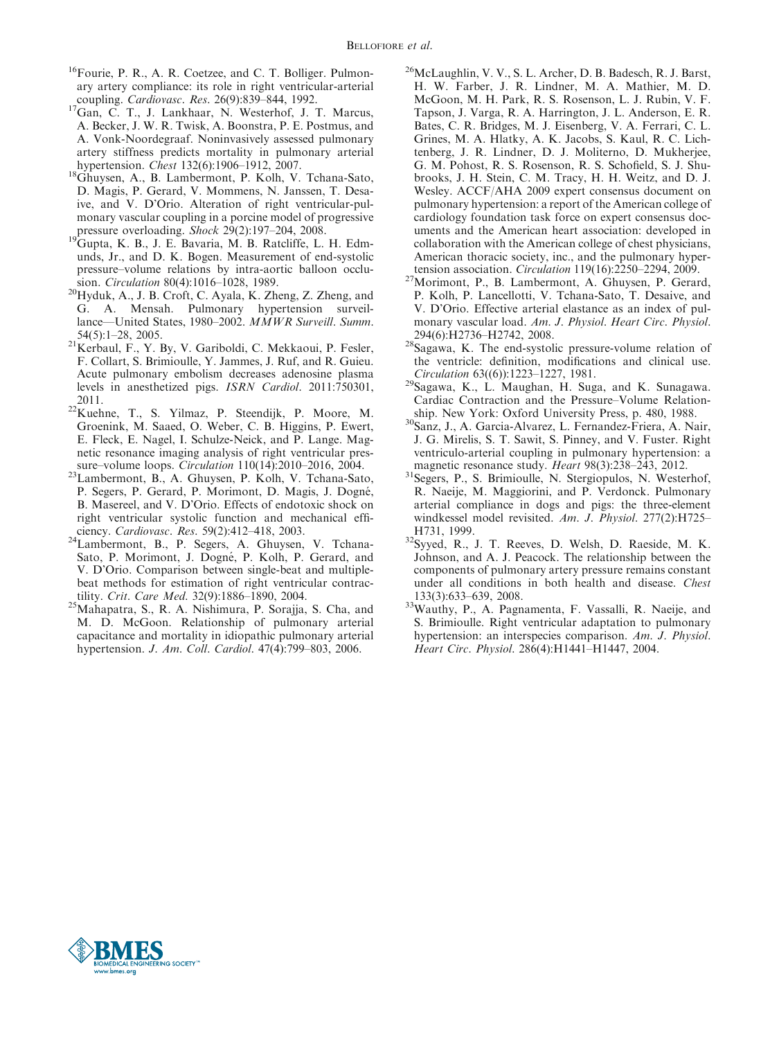[16]Fourie, P. R., A. R. Coetzee, and C. T. Bolliger. Pulmonary artery compliance: its role in right ventricular-arterial coupling. *Cardiovasc. Res.* 26(9):839–844, 1992.

[17]Gan, C. T., J. Lankhaar, N. Westerhof, J. T. Marcus, A. Becker, J. W. R. Twisk, A. Boonstra, P. E. Postmus, and A. Vonk-Noordegraaf. Noninvasively assessed pulmonary artery stiffness predicts mortality in pulmonary arterial hypertension. *Chest* 132(6):1906–1912, 2007.

[18]Ghuysen, A., B. Lambermont, P. Kolh, V. Tchana-Sato, D. Magis, P. Gerard, V. Mommens, N. Janssen, T. Desaive, and V. D'Orio. Alteration of right ventricular-pulmonary vascular coupling in a porcine model of progressive pressure overloading. *Shock* 29(2):197–204, 2008.

[19]Gupta, K. B., J. E. Bavaria, M. B. Ratcliffe, L. H. Edmunds, Jr., and D. K. Bogen. Measurement of end-systolic pressure–volume relations by intra-aortic balloon occlusion. *Circulation* 80(4):1016–1028, 1989.

[20]Hyduk, A., J. B. Croft, C. Ayala, K. Zheng, Z. Zheng, and G. A. Mensah. Pulmonary hypertension surveillance—United States, 1980–2002. *MMWR Surveill. Summ.* 54(5):1–28, 2005.

[21]Kerbaul, F., Y. By, V. Gariboldi, C. Mekkaoui, P. Fesler, F. Collart, S. Brimioulle, Y. Jammes, J. Ruf, and R. Guieu. Acute pulmonary embolism decreases adenosine plasma levels in anesthetized pigs. *ISRN Cardiol.* 2011:750301, 2011.

[22]Kuehne, T., S. Yilmaz, P. Steendijk, P. Moore, M. Groenink, M. Saaed, O. Weber, C. B. Higgins, P. Ewert, E. Fleck, E. Nagel, I. Schulze-Neick, and P. Lange. Magnetic resonance imaging analysis of right ventricular pressure–volume loops. *Circulation* 110(14):2010–2016, 2004.

[23]Lambermont, B., A. Ghuysen, P. Kolh, V. Tchana-Sato, P. Segers, P. Gerard, P. Morimont, D. Magis, J. Dogné, B. Masereel, and V. D'Orio. Effects of endotoxic shock on right ventricular systolic function and mechanical efficiency. *Cardiovasc. Res.* 59(2):412–418, 2003.

[24]Lambermont, B., P. Segers, A. Ghuysen, V. Tchana-Sato, P. Morimont, J. Dogné, P. Kolh, P. Gerard, and V. D'Orio. Comparison between single-beat and multiple-beat methods for estimation of right ventricular contractility. *Crit. Care Med.* 32(9):1886–1890, 2004.

[25]Mahapatra, S., R. A. Nishimura, P. Sorajja, S. Cha, and M. D. McGoon. Relationship of pulmonary arterial capacitance and mortality in idiopathic pulmonary arterial hypertension. *J. Am. Coll. Cardiol.* 47(4):799–803, 2006.

[26]McLaughlin, V. V., S. L. Archer, D. B. Badesch, R. J. Barst, H. W. Farber, J. R. Lindner, M. A. Mathier, M. D. McGoon, M. H. Park, R. S. Rosenson, L. J. Rubin, V. F. Tapson, J. Varga, R. A. Harrington, J. L. Anderson, E. R. Bates, C. R. Bridges, M. J. Eisenberg, V. A. Ferrari, C. L. Grines, M. A. Hlatky, A. K. Jacobs, S. Kaul, R. C. Lichtenberg, J. R. Lindner, D. J. Moliterno, D. Mukherjee, G. M. Pohost, R. S. Rosenson, R. S. Schofield, S. J. Shubrooks, J. H. Stein, C. M. Tracy, H. H. Weitz, and D. J. Wesley. ACCF/AHA 2009 expert consensus document on pulmonary hypertension: a report of the American college of cardiology foundation task force on expert consensus documents and the American heart association: developed in collaboration with the American college of chest physicians, American thoracic society, inc., and the pulmonary hypertension association. *Circulation* 119(16):2250–2294, 2009.

[27]Morimont, P., B. Lambermont, A. Ghuysen, P. Gerard, P. Kolh, P. Lancellotti, V. Tchana-Sato, T. Desaive, and V. D'Orio. Effective arterial elastance as an index of pulmonary vascular load. *Am. J. Physiol. Heart Circ. Physiol.* 294(6):H2736–H2742, 2008.

[28]Sagawa, K. The end-systolic pressure-volume relation of the ventricle: definition, modifications and clinical use. *Circulation* 63((6)):1223–1227, 1981.

[29]Sagawa, K., L. Maughan, H. Suga, and K. Sunagawa. Cardiac Contraction and the Pressure–Volume Relationship. New York: Oxford University Press, p. 480, 1988.

[30]Sanz, J., A. Garcia-Alvarez, L. Fernandez-Friera, A. Nair, J. G. Mirelis, S. T. Sawit, S. Pinney, and V. Fuster. Right ventriculo-arterial coupling in pulmonary hypertension: a magnetic resonance study. *Heart* 98(3):238–243, 2012.

[31]Segers, P., S. Brimioulle, N. Stergiopulos, N. Westerhof, R. Naeije, M. Maggiorini, and P. Verdonck. Pulmonary arterial compliance in dogs and pigs: the three-element windkessel model revisited. *Am. J. Physiol.* 277(2):H725–H731, 1999.

[32]Syyed, R., J. T. Reeves, D. Welsh, D. Raeside, M. K. Johnson, and A. J. Peacock. The relationship between the components of pulmonary artery pressure remains constant under all conditions in both health and disease. *Chest* 133(3):633–639, 2008.

[33]Wauthy, P., A. Pagnamenta, F. Vassalli, R. Naeije, and S. Brimioulle. Right ventricular adaptation to pulmonary hypertension: an interspecies comparison. *Am. J. Physiol. Heart Circ. Physiol.* 286(4):H1441–H1447, 2004.